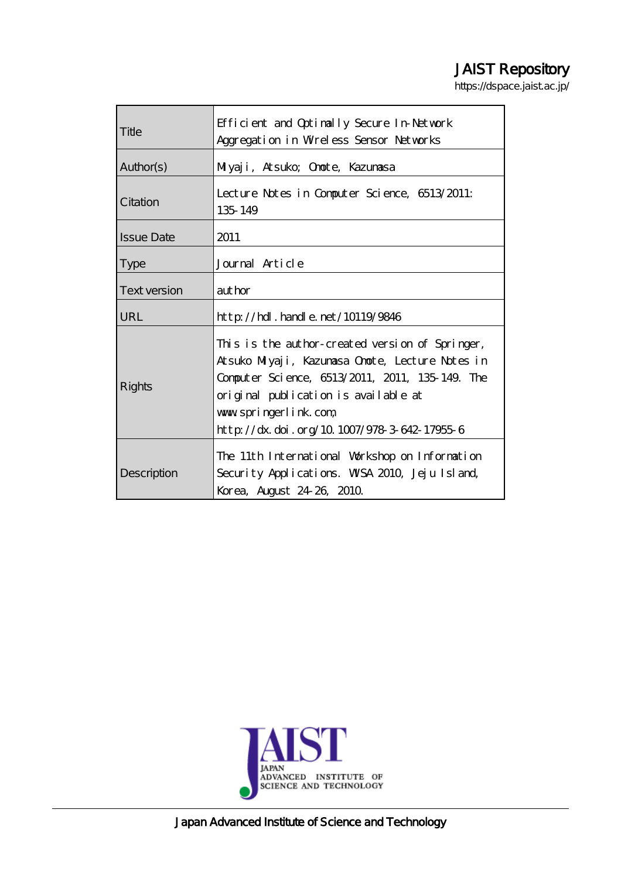JAIST Repository

https://dspace.jaist.ac.jp/

| | |
|---|---|
| Title | Efficient and Optimally Secure In-Network Aggregation in Wireless Sensor Networks |
| Author(s) | Miyaji, Atsuko; Omote, Kazumasa |
| Citation | Lecture Notes in Computer Science, 6513/2011: 135-149 |
| Issue Date | 2011 |
| Type | Journal Article |
| Text version | author |
| URL | http://hdl.handle.net/10119/9846 |
| Rights | This is the author-created version of Springer, Atsuko Miyaji, Kazumasa Omote, Lecture Notes in Computer Science, 6513/2011, 2011, 135-149. The original publication is available at www.springerlink.com, http://dx.doi.org/10.1007/978-3-642-17955-6 |
| Description | The 11th International Workshop on Information Security Applications. WISA 2010, Jeju Island, Korea, August 24-26, 2010. |

JAIST JAPAN ADVANCED INSTITUTE OF SCIENCE AND TECHNOLOGY

Japan Advanced Institute of Science and Technology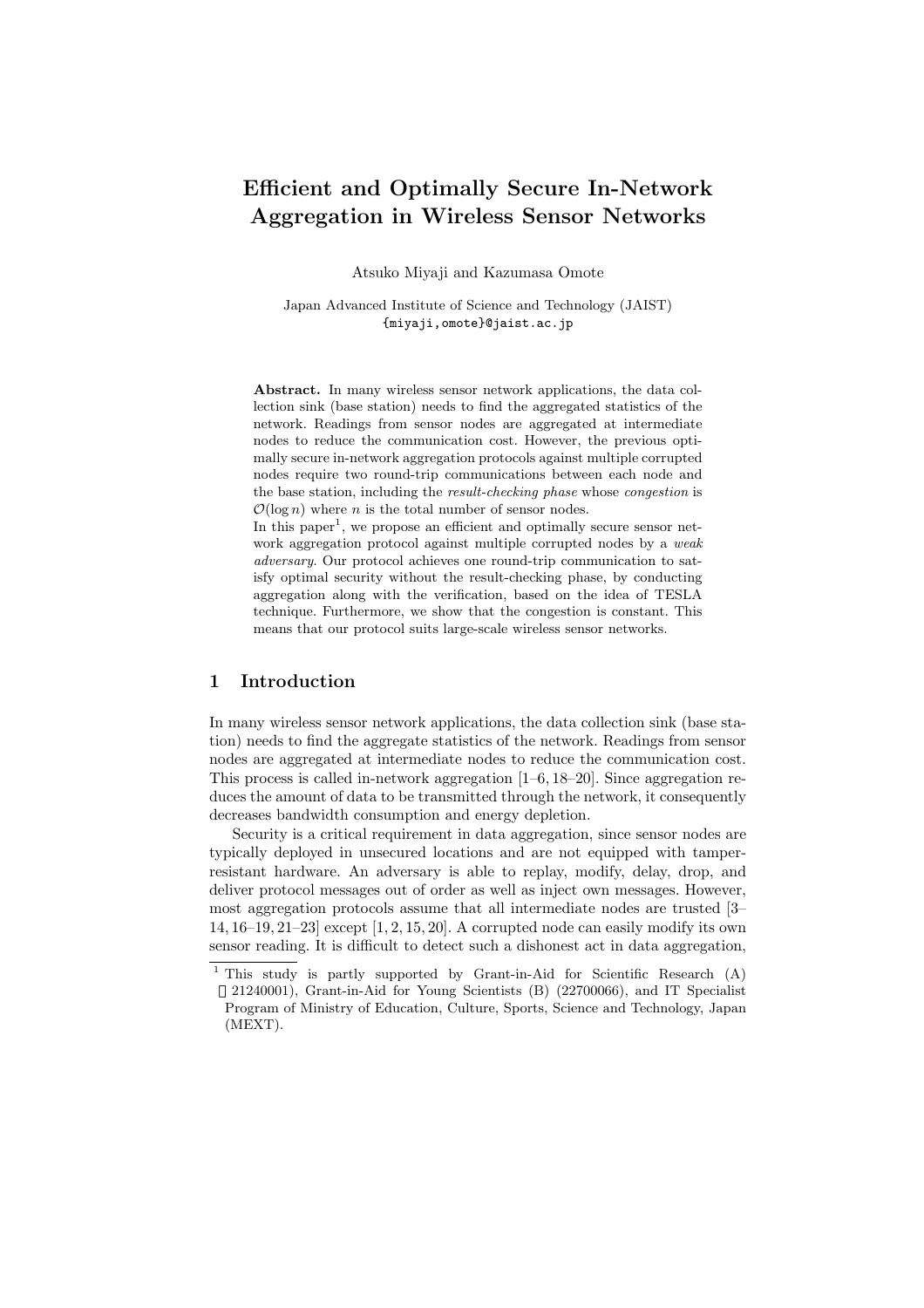# Efficient and Optimally Secure In-Network Aggregation in Wireless Sensor Networks

Atsuko Miyaji and Kazumasa Omote

Japan Advanced Institute of Science and Technology (JAIST)
{miyaji,omote}@jaist.ac.jp

**Abstract.** In many wireless sensor network applications, the data collection sink (base station) needs to find the aggregated statistics of the network. Readings from sensor nodes are aggregated at intermediate nodes to reduce the communication cost. However, the previous optimally secure in-network aggregation protocols against multiple corrupted nodes require two round-trip communications between each node and the base station, including the *result-checking phase* whose *congestion* is $\mathcal{O}(\log n)$ where $n$ is the total number of sensor nodes.
In this paper[1], we propose an efficient and optimally secure sensor network aggregation protocol against multiple corrupted nodes by a *weak adversary*. Our protocol achieves one round-trip communication to satisfy optimal security without the result-checking phase, by conducting aggregation along with the verification, based on the idea of TESLA technique. Furthermore, we show that the congestion is constant. This means that our protocol suits large-scale wireless sensor networks.

## 1 Introduction

In many wireless sensor network applications, the data collection sink (base station) needs to find the aggregate statistics of the network. Readings from sensor nodes are aggregated at intermediate nodes to reduce the communication cost. This process is called in-network aggregation [1–6, 18–20]. Since aggregation reduces the amount of data to be transmitted through the network, it consequently decreases bandwidth consumption and energy depletion.

Security is a critical requirement in data aggregation, since sensor nodes are typically deployed in unsecured locations and are not equipped with tamper-resistant hardware. An adversary is able to replay, modify, delay, drop, and deliver protocol messages out of order as well as inject own messages. However, most aggregation protocols assume that all intermediate nodes are trusted [3–14, 16–19, 21–23] except [1, 2, 15, 20]. A corrupted node can easily modify its own sensor reading. It is difficult to detect such a dishonest act in data aggregation,

[1] This study is partly supported by Grant-in-Aid for Scientific Research (A) (21240001), Grant-in-Aid for Young Scientists (B) (22700066), and IT Specialist Program of Ministry of Education, Culture, Sports, Science and Technology, Japan (MEXT).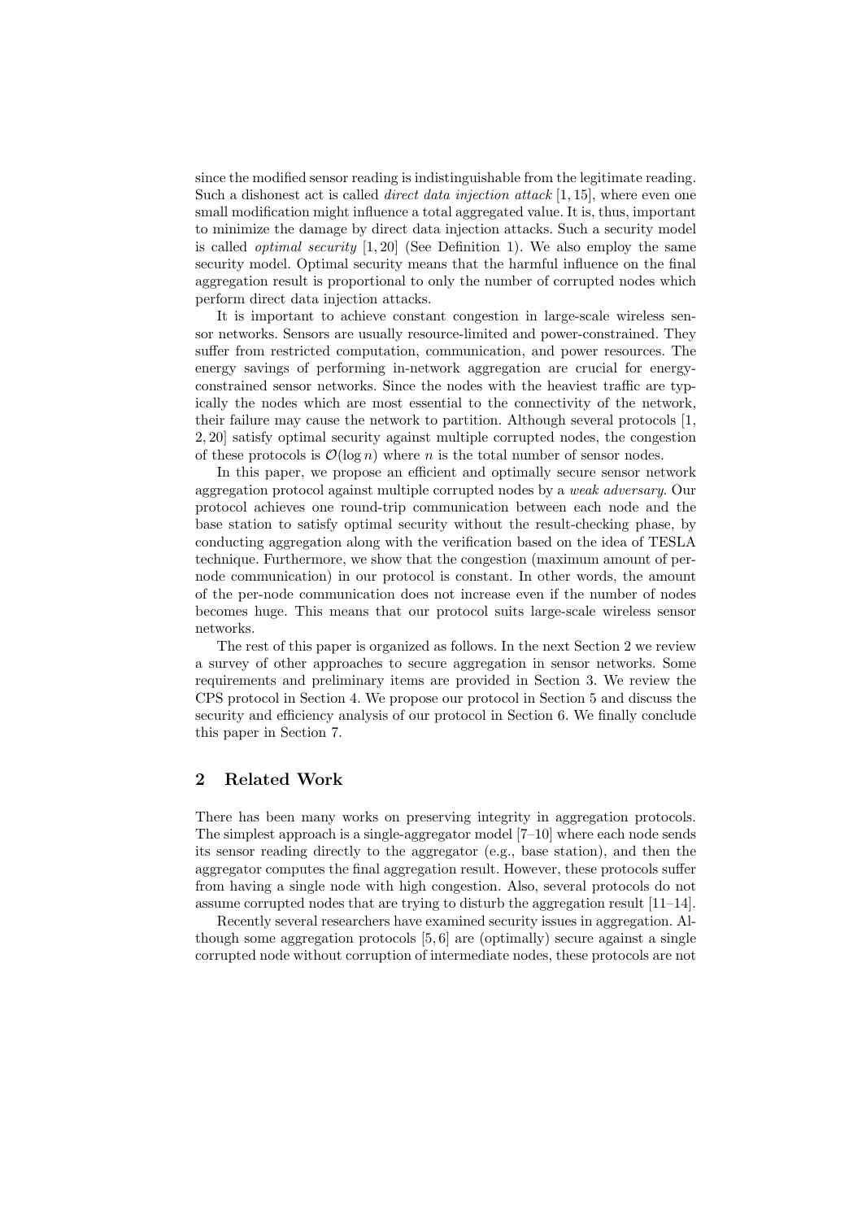since the modified sensor reading is indistinguishable from the legitimate reading. Such a dishonest act is called *direct data injection attack* [1, 15], where even one small modification might influence a total aggregated value. It is, thus, important to minimize the damage by direct data injection attacks. Such a security model is called *optimal security* [1, 20] (See Definition 1). We also employ the same security model. Optimal security means that the harmful influence on the final aggregation result is proportional to only the number of corrupted nodes which perform direct data injection attacks.

It is important to achieve constant congestion in large-scale wireless sensor networks. Sensors are usually resource-limited and power-constrained. They suffer from restricted computation, communication, and power resources. The energy savings of performing in-network aggregation are crucial for energy-constrained sensor networks. Since the nodes with the heaviest traffic are typically the nodes which are most essential to the connectivity of the network, their failure may cause the network to partition. Although several protocols [1, 2, 20] satisfy optimal security against multiple corrupted nodes, the congestion of these protocols is $\mathcal{O}(\log n)$ where $n$ is the total number of sensor nodes.

In this paper, we propose an efficient and optimally secure sensor network aggregation protocol against multiple corrupted nodes by a *weak adversary*. Our protocol achieves one round-trip communication between each node and the base station to satisfy optimal security without the result-checking phase, by conducting aggregation along with the verification based on the idea of TESLA technique. Furthermore, we show that the congestion (maximum amount of per-node communication) in our protocol is constant. In other words, the amount of the per-node communication does not increase even if the number of nodes becomes huge. This means that our protocol suits large-scale wireless sensor networks.

The rest of this paper is organized as follows. In the next Section 2 we review a survey of other approaches to secure aggregation in sensor networks. Some requirements and preliminary items are provided in Section 3. We review the CPS protocol in Section 4. We propose our protocol in Section 5 and discuss the security and efficiency analysis of our protocol in Section 6. We finally conclude this paper in Section 7.

## 2 Related Work

There has been many works on preserving integrity in aggregation protocols. The simplest approach is a single-aggregator model [7–10] where each node sends its sensor reading directly to the aggregator (e.g., base station), and then the aggregator computes the final aggregation result. However, these protocols suffer from having a single node with high congestion. Also, several protocols do not assume corrupted nodes that are trying to disturb the aggregation result [11–14].

Recently several researchers have examined security issues in aggregation. Although some aggregation protocols [5, 6] are (optimally) secure against a single corrupted node without corruption of intermediate nodes, these protocols are not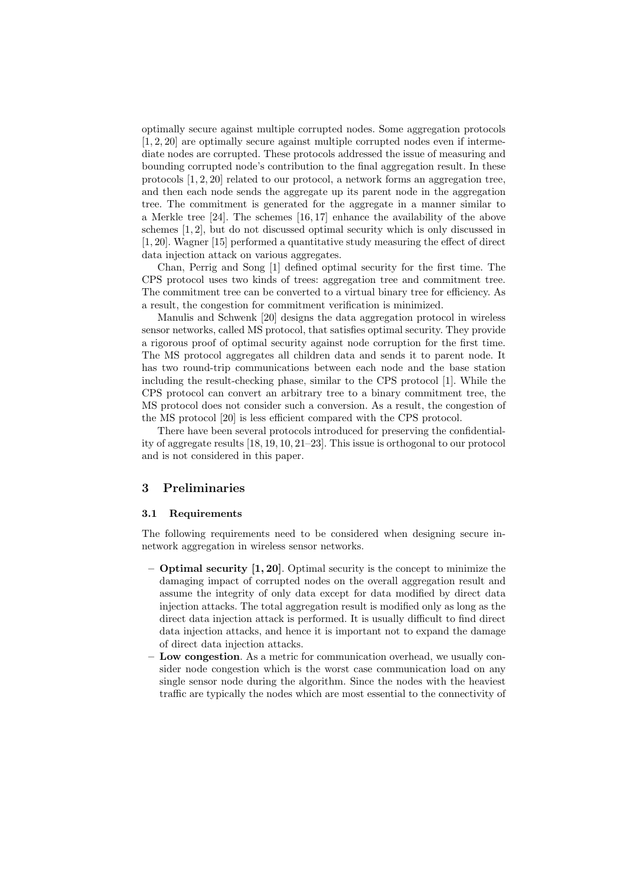optimally secure against multiple corrupted nodes. Some aggregation protocols [1, 2, 20] are optimally secure against multiple corrupted nodes even if intermediate nodes are corrupted. These protocols addressed the issue of measuring and bounding corrupted node's contribution to the final aggregation result. In these protocols [1, 2, 20] related to our protocol, a network forms an aggregation tree, and then each node sends the aggregate up its parent node in the aggregation tree. The commitment is generated for the aggregate in a manner similar to a Merkle tree [24]. The schemes [16, 17] enhance the availability of the above schemes [1, 2], but do not discussed optimal security which is only discussed in [1, 20]. Wagner [15] performed a quantitative study measuring the effect of direct data injection attack on various aggregates.

Chan, Perrig and Song [1] defined optimal security for the first time. The CPS protocol uses two kinds of trees: aggregation tree and commitment tree. The commitment tree can be converted to a virtual binary tree for efficiency. As a result, the congestion for commitment verification is minimized.

Manulis and Schwenk [20] designs the data aggregation protocol in wireless sensor networks, called MS protocol, that satisfies optimal security. They provide a rigorous proof of optimal security against node corruption for the first time. The MS protocol aggregates all children data and sends it to parent node. It has two round-trip communications between each node and the base station including the result-checking phase, similar to the CPS protocol [1]. While the CPS protocol can convert an arbitrary tree to a binary commitment tree, the MS protocol does not consider such a conversion. As a result, the congestion of the MS protocol [20] is less efficient compared with the CPS protocol.

There have been several protocols introduced for preserving the confidentiality of aggregate results [18, 19, 10, 21–23]. This issue is orthogonal to our protocol and is not considered in this paper.

## 3 Preliminaries

### 3.1 Requirements

The following requirements need to be considered when designing secure in-network aggregation in wireless sensor networks.

- **Optimal security [1, 20]**. Optimal security is the concept to minimize the damaging impact of corrupted nodes on the overall aggregation result and assume the integrity of only data except for data modified by direct data injection attacks. The total aggregation result is modified only as long as the direct data injection attack is performed. It is usually difficult to find direct data injection attacks, and hence it is important not to expand the damage of direct data injection attacks.
- **Low congestion**. As a metric for communication overhead, we usually consider node congestion which is the worst case communication load on any single sensor node during the algorithm. Since the nodes with the heaviest traffic are typically the nodes which are most essential to the connectivity of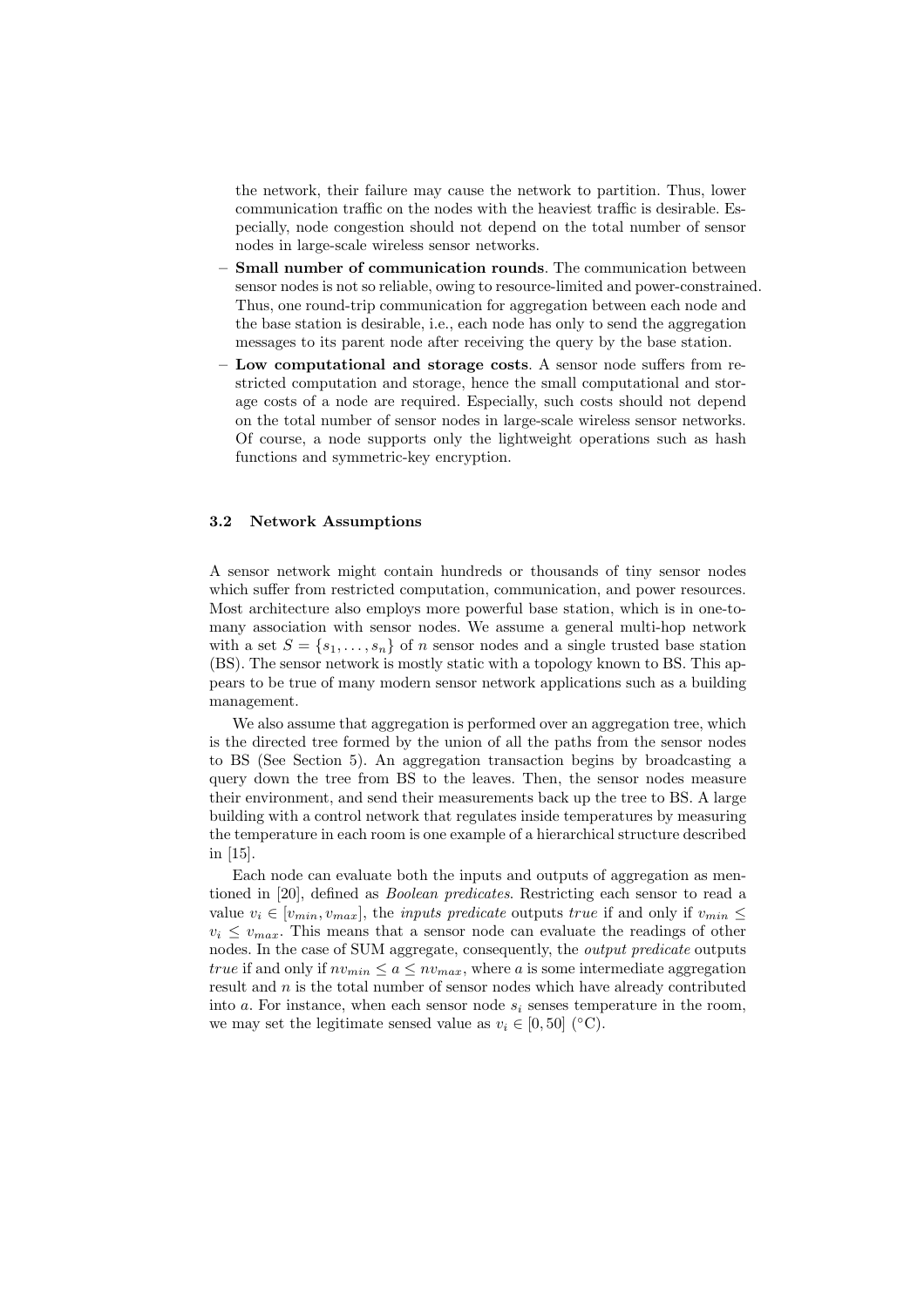the network, their failure may cause the network to partition. Thus, lower communication traffic on the nodes with the heaviest traffic is desirable. Especially, node congestion should not depend on the total number of sensor nodes in large-scale wireless sensor networks.

- **Small number of communication rounds**. The communication between sensor nodes is not so reliable, owing to resource-limited and power-constrained. Thus, one round-trip communication for aggregation between each node and the base station is desirable, i.e., each node has only to send the aggregation messages to its parent node after receiving the query by the base station.
- **Low computational and storage costs**. A sensor node suffers from restricted computation and storage, hence the small computational and storage costs of a node are required. Especially, such costs should not depend on the total number of sensor nodes in large-scale wireless sensor networks. Of course, a node supports only the lightweight operations such as hash functions and symmetric-key encryption.

### 3.2 Network Assumptions

A sensor network might contain hundreds or thousands of tiny sensor nodes which suffer from restricted computation, communication, and power resources. Most architecture also employs more powerful base station, which is in one-to-many association with sensor nodes. We assume a general multi-hop network with a set $S = \{s_1, \ldots, s_n\}$ of $n$ sensor nodes and a single trusted base station (BS). The sensor network is mostly static with a topology known to BS. This appears to be true of many modern sensor network applications such as a building management.

We also assume that aggregation is performed over an aggregation tree, which is the directed tree formed by the union of all the paths from the sensor nodes to BS (See Section 5). An aggregation transaction begins by broadcasting a query down the tree from BS to the leaves. Then, the sensor nodes measure their environment, and send their measurements back up the tree to BS. A large building with a control network that regulates inside temperatures by measuring the temperature in each room is one example of a hierarchical structure described in [15].

Each node can evaluate both the inputs and outputs of aggregation as mentioned in [20], defined as *Boolean predicates*. Restricting each sensor to read a value $v_i \in [v_{min}, v_{max}]$, the *inputs predicate* outputs *true* if and only if $v_{min} \leq v_i \leq v_{max}$. This means that a sensor node can evaluate the readings of other nodes. In the case of SUM aggregate, consequently, the *output predicate* outputs *true* if and only if $nv_{min} \leq a \leq nv_{max}$, where $a$ is some intermediate aggregation result and $n$ is the total number of sensor nodes which have already contributed into $a$. For instance, when each sensor node $s_i$ senses temperature in the room, we may set the legitimate sensed value as $v_i \in [0, 50]$ (°C).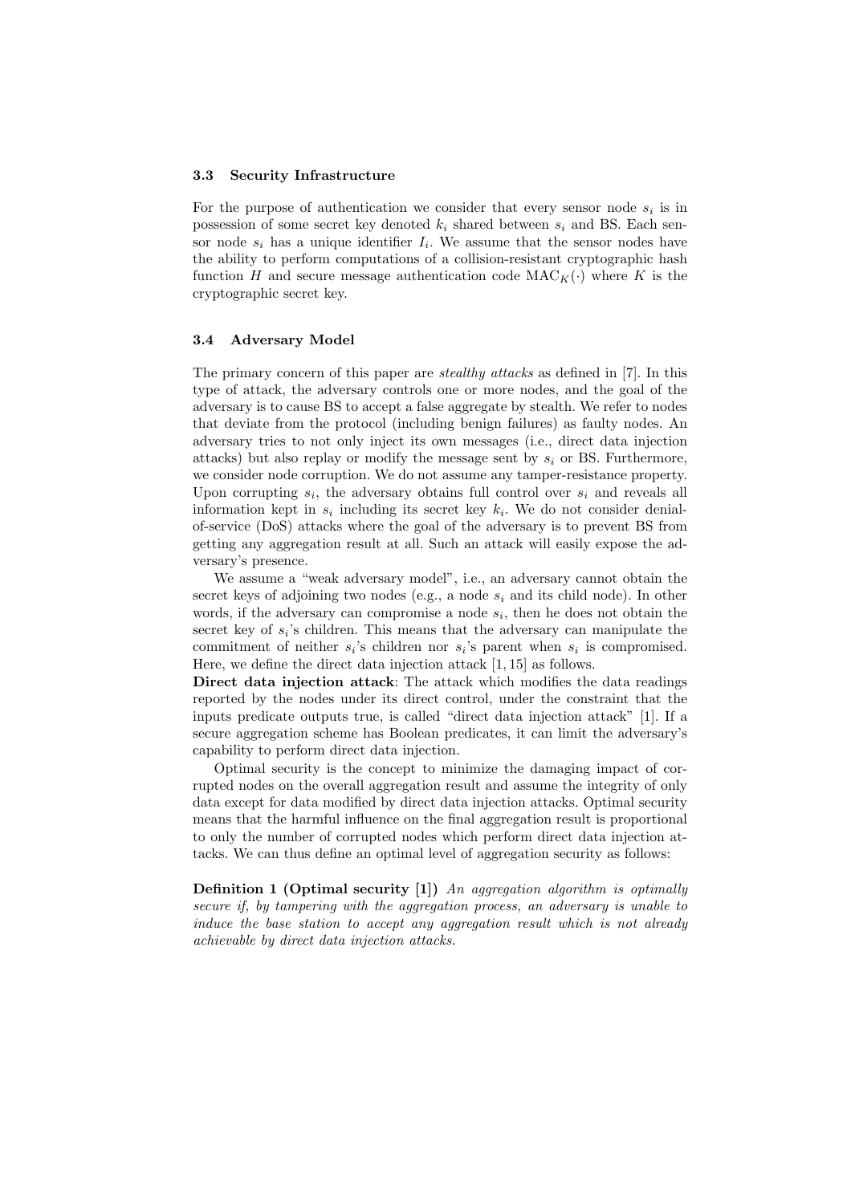### 3.3 Security Infrastructure

For the purpose of authentication we consider that every sensor node $s_i$ is in possession of some secret key denoted $k_i$ shared between $s_i$ and BS. Each sensor node $s_i$ has a unique identifier $I_i$. We assume that the sensor nodes have the ability to perform computations of a collision-resistant cryptographic hash function $H$ and secure message authentication code $\mathrm{MAC}_K(\cdot)$ where $K$ is the cryptographic secret key.

### 3.4 Adversary Model

The primary concern of this paper are *stealthy attacks* as defined in [7]. In this type of attack, the adversary controls one or more nodes, and the goal of the adversary is to cause BS to accept a false aggregate by stealth. We refer to nodes that deviate from the protocol (including benign failures) as faulty nodes. An adversary tries to not only inject its own messages (i.e., direct data injection attacks) but also replay or modify the message sent by $s_i$ or BS. Furthermore, we consider node corruption. We do not assume any tamper-resistance property. Upon corrupting $s_i$, the adversary obtains full control over $s_i$ and reveals all information kept in $s_i$ including its secret key $k_i$. We do not consider denial-of-service (DoS) attacks where the goal of the adversary is to prevent BS from getting any aggregation result at all. Such an attack will easily expose the adversary's presence.

We assume a "weak adversary model", i.e., an adversary cannot obtain the secret keys of adjoining two nodes (e.g., a node $s_i$ and its child node). In other words, if the adversary can compromise a node $s_i$, then he does not obtain the secret key of $s_i$'s children. This means that the adversary can manipulate the commitment of neither $s_i$'s children nor $s_i$'s parent when $s_i$ is compromised. Here, we define the direct data injection attack [1, 15] as follows.

**Direct data injection attack**: The attack which modifies the data readings reported by the nodes under its direct control, under the constraint that the inputs predicate outputs true, is called "direct data injection attack" [1]. If a secure aggregation scheme has Boolean predicates, it can limit the adversary's capability to perform direct data injection.

Optimal security is the concept to minimize the damaging impact of corrupted nodes on the overall aggregation result and assume the integrity of only data except for data modified by direct data injection attacks. Optimal security means that the harmful influence on the final aggregation result is proportional to only the number of corrupted nodes which perform direct data injection attacks. We can thus define an optimal level of aggregation security as follows:

**Definition 1 (Optimal security [1])** *An aggregation algorithm is optimally secure if, by tampering with the aggregation process, an adversary is unable to induce the base station to accept any aggregation result which is not already achievable by direct data injection attacks.*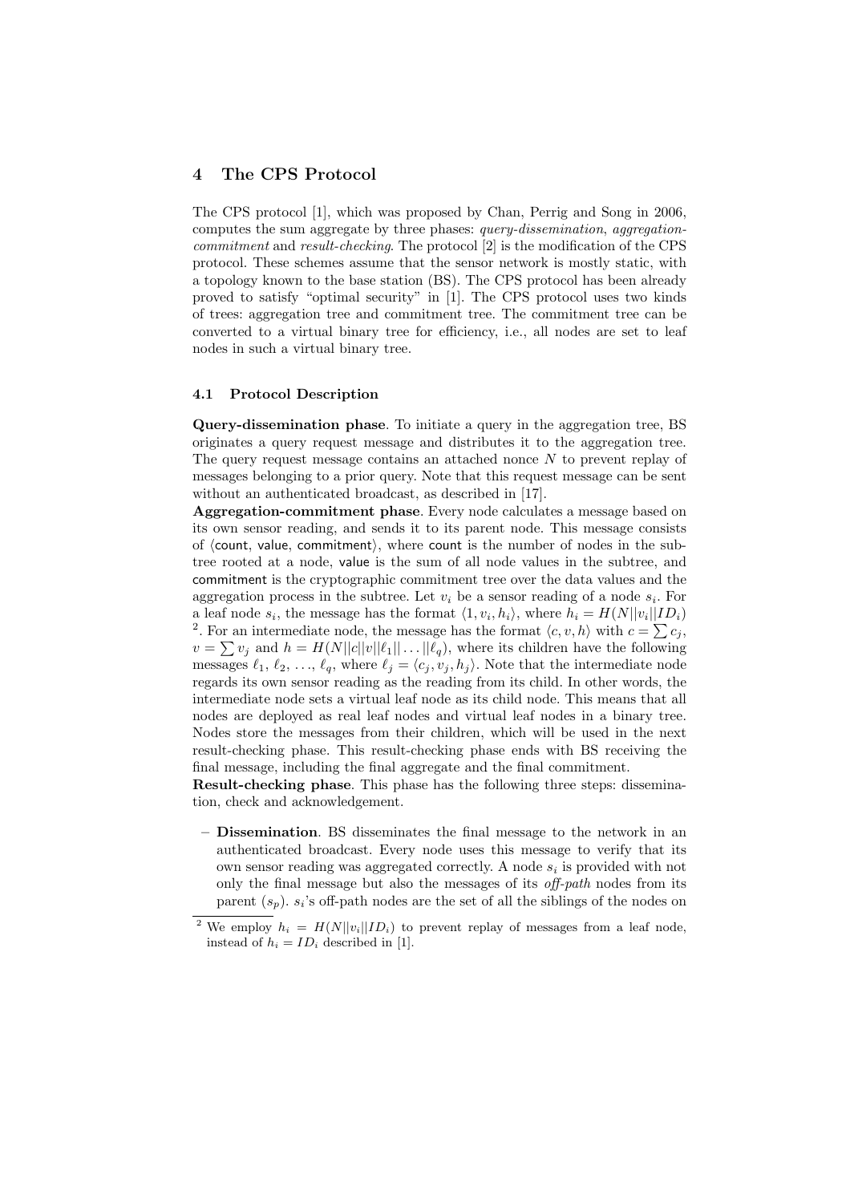## 4 The CPS Protocol

The CPS protocol [1], which was proposed by Chan, Perrig and Song in 2006, computes the sum aggregate by three phases: *query-dissemination*, *aggregation-commitment* and *result-checking*. The protocol [2] is the modification of the CPS protocol. These schemes assume that the sensor network is mostly static, with a topology known to the base station (BS). The CPS protocol has been already proved to satisfy "optimal security" in [1]. The CPS protocol uses two kinds of trees: aggregation tree and commitment tree. The commitment tree can be converted to a virtual binary tree for efficiency, i.e., all nodes are set to leaf nodes in such a virtual binary tree.

### 4.1 Protocol Description

**Query-dissemination phase**. To initiate a query in the aggregation tree, BS originates a query request message and distributes it to the aggregation tree. The query request message contains an attached nonce $N$ to prevent replay of messages belonging to a prior query. Note that this request message can be sent without an authenticated broadcast, as described in [17].

**Aggregation-commitment phase**. Every node calculates a message based on its own sensor reading, and sends it to its parent node. This message consists of $\langle \mathsf{count}, \mathsf{value}, \mathsf{commitment} \rangle$, where count is the number of nodes in the subtree rooted at a node, value is the sum of all node values in the subtree, and commitment is the cryptographic commitment tree over the data values and the aggregation process in the subtree. Let $v_i$ be a sensor reading of a node $s_i$. For a leaf node $s_i$, the message has the format $\langle 1, v_i, h_i \rangle$, where $h_i = H(N||v_i||ID_i)$ [2]. For an intermediate node, the message has the format $\langle c, v, h \rangle$ with $c = \sum c_j$, $v = \sum v_j$ and $h = H(N||c||v||\ell_1||\ldots||\ell_q)$, where its children have the following messages $\ell_1, \ell_2, \ldots, \ell_q$, where $\ell_j = \langle c_j, v_j, h_j \rangle$. Note that the intermediate node regards its own sensor reading as the reading from its child. In other words, the intermediate node sets a virtual leaf node as its child node. This means that all nodes are deployed as real leaf nodes and virtual leaf nodes in a binary tree. Nodes store the messages from their children, which will be used in the next result-checking phase. This result-checking phase ends with BS receiving the final message, including the final aggregate and the final commitment.

**Result-checking phase**. This phase has the following three steps: dissemination, check and acknowledgement.

- **Dissemination**. BS disseminates the final message to the network in an authenticated broadcast. Every node uses this message to verify that its own sensor reading was aggregated correctly. A node $s_i$ is provided with not only the final message but also the messages of its *off-path* nodes from its parent ($s_p$). $s_i$'s off-path nodes are the set of all the siblings of the nodes on

[2] We employ $h_i = H(N||v_i||ID_i)$ to prevent replay of messages from a leaf node, instead of $h_i = ID_i$ described in [1].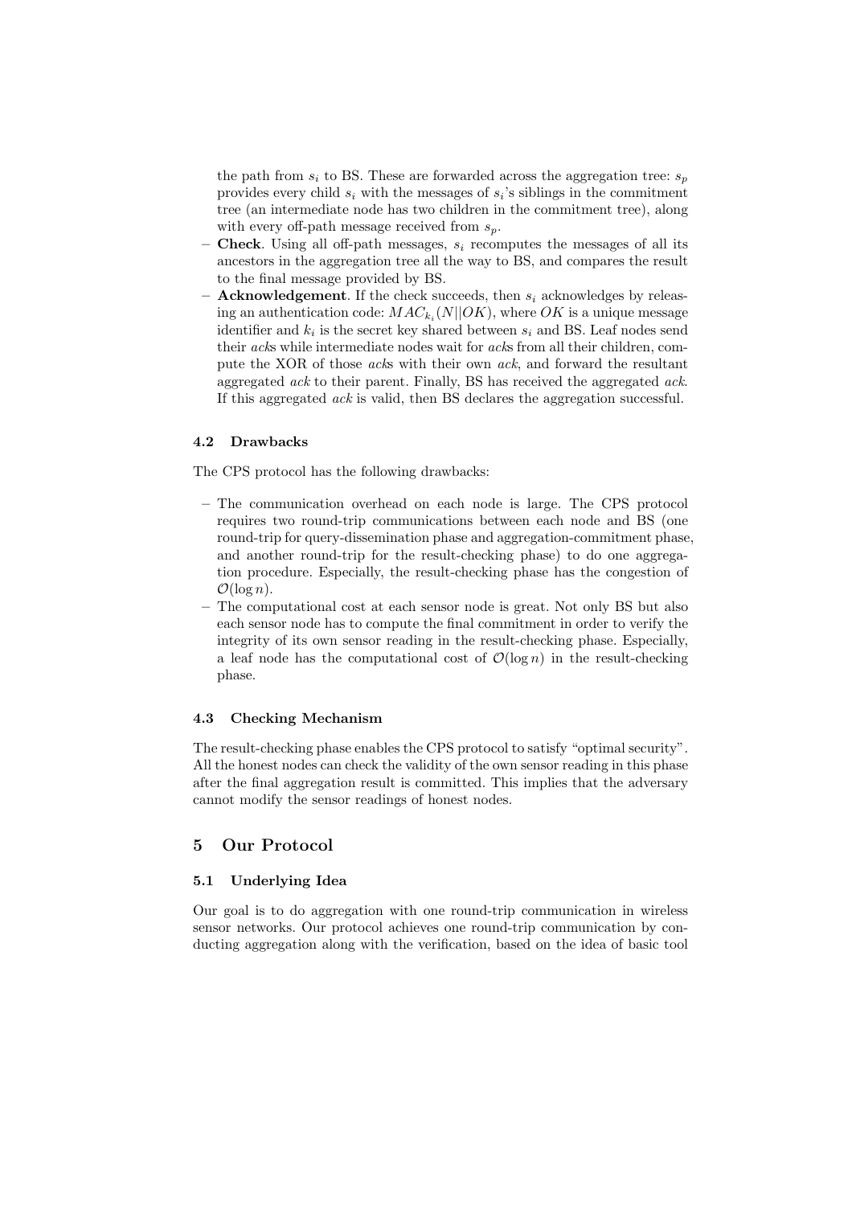the path from $s_i$ to BS. These are forwarded across the aggregation tree: $s_p$ provides every child $s_i$ with the messages of $s_i$'s siblings in the commitment tree (an intermediate node has two children in the commitment tree), along with every off-path message received from $s_p$.

- **Check**. Using all off-path messages, $s_i$ recomputes the messages of all its ancestors in the aggregation tree all the way to BS, and compares the result to the final message provided by BS.
- **Acknowledgement**. If the check succeeds, then $s_i$ acknowledges by releasing an authentication code: $MAC_{k_i}(N||OK)$, where $OK$ is a unique message identifier and $k_i$ is the secret key shared between $s_i$ and BS. Leaf nodes send their *ack*s while intermediate nodes wait for *ack*s from all their children, compute the XOR of those *ack*s with their own *ack*, and forward the resultant aggregated *ack* to their parent. Finally, BS has received the aggregated *ack*. If this aggregated *ack* is valid, then BS declares the aggregation successful.

### 4.2 Drawbacks

The CPS protocol has the following drawbacks:

- The communication overhead on each node is large. The CPS protocol requires two round-trip communications between each node and BS (one round-trip for query-dissemination phase and aggregation-commitment phase, and another round-trip for the result-checking phase) to do one aggregation procedure. Especially, the result-checking phase has the congestion of $\mathcal{O}(\log n)$.
- The computational cost at each sensor node is great. Not only BS but also each sensor node has to compute the final commitment in order to verify the integrity of its own sensor reading in the result-checking phase. Especially, a leaf node has the computational cost of $\mathcal{O}(\log n)$ in the result-checking phase.

### 4.3 Checking Mechanism

The result-checking phase enables the CPS protocol to satisfy "optimal security". All the honest nodes can check the validity of the own sensor reading in this phase after the final aggregation result is committed. This implies that the adversary cannot modify the sensor readings of honest nodes.

## 5 Our Protocol

### 5.1 Underlying Idea

Our goal is to do aggregation with one round-trip communication in wireless sensor networks. Our protocol achieves one round-trip communication by conducting aggregation along with the verification, based on the idea of basic tool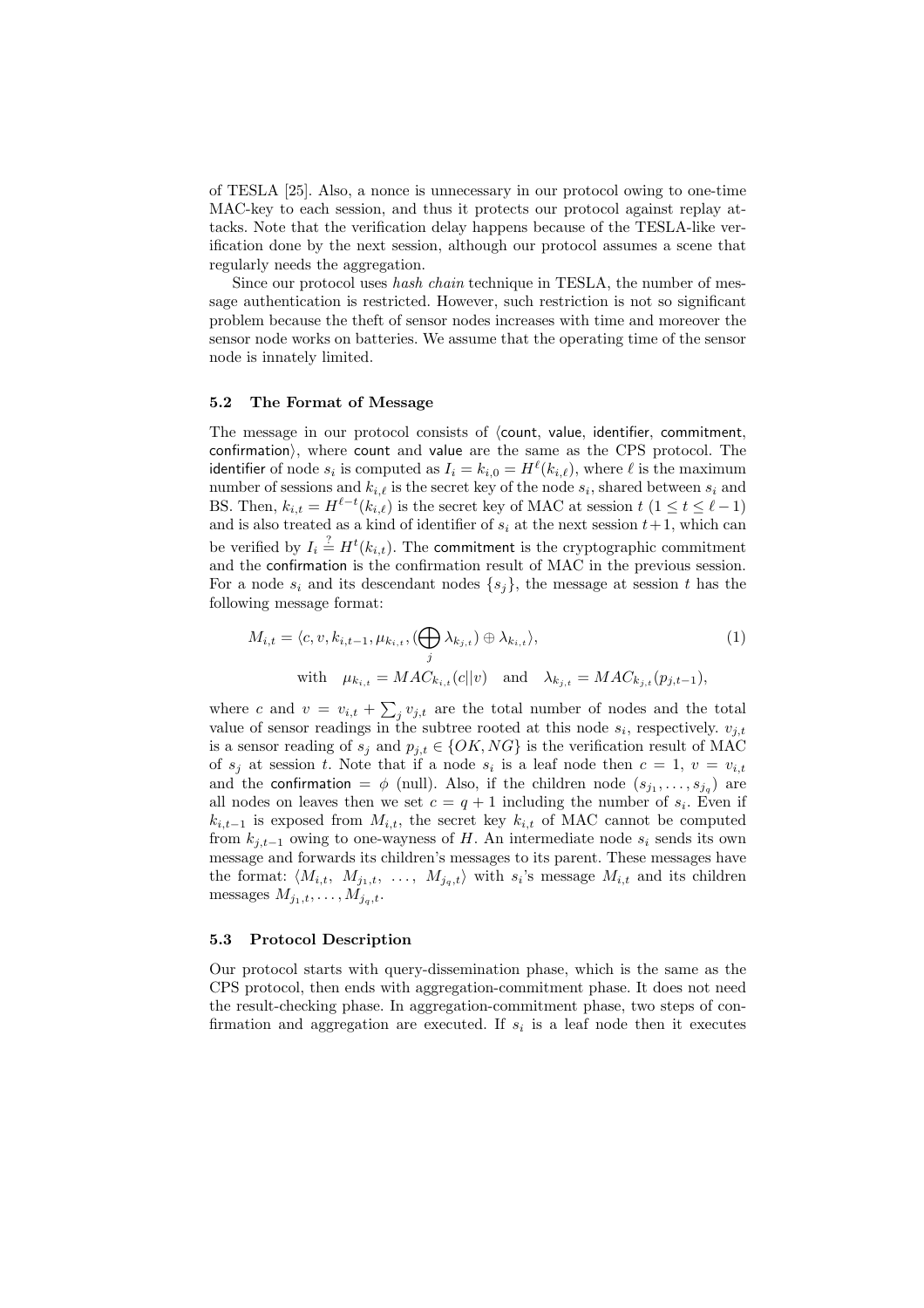of TESLA [25]. Also, a nonce is unnecessary in our protocol owing to one-time MAC-key to each session, and thus it protects our protocol against replay attacks. Note that the verification delay happens because of the TESLA-like verification done by the next session, although our protocol assumes a scene that regularly needs the aggregation.

Since our protocol uses *hash chain* technique in TESLA, the number of message authentication is restricted. However, such restriction is not so significant problem because the theft of sensor nodes increases with time and moreover the sensor node works on batteries. We assume that the operating time of the sensor node is innately limited.

### 5.2 The Format of Message

The message in our protocol consists of ⟨count, value, identifier, commitment, confirmation⟩, where count and value are the same as the CPS protocol. The identifier of node $s_i$ is computed as $I_i = k_{i,0} = H^{\ell}(k_{i,\ell})$, where $\ell$ is the maximum number of sessions and $k_{i,\ell}$ is the secret key of the node $s_i$, shared between $s_i$ and BS. Then, $k_{i,t} = H^{\ell-t}(k_{i,\ell})$ is the secret key of MAC at session $t$ $(1 \leq t \leq \ell - 1)$ and is also treated as a kind of identifier of $s_i$ at the next session $t+1$, which can be verified by $I_i \stackrel{?}{=} H^t(k_{i,t})$. The commitment is the cryptographic commitment and the confirmation is the confirmation result of MAC in the previous session. For a node $s_i$ and its descendant nodes $\{s_j\}$, the message at session $t$ has the following message format:

$$M_{i,t} = \langle c, v, k_{i,t-1}, \mu_{k_{i,t}}, (\bigoplus_j \lambda_{k_{j,t}}) \oplus \lambda_{k_{i,t}} \rangle, \tag{1}$$
$$\text{with} \quad \mu_{k_{i,t}} = MAC_{k_{i,t}}(c||v) \quad \text{and} \quad \lambda_{k_{j,t}} = MAC_{k_{j,t}}(p_{j,t-1}),$$

where $c$ and $v = v_{i,t} + \sum_j v_{j,t}$ are the total number of nodes and the total value of sensor readings in the subtree rooted at this node $s_i$, respectively. $v_{j,t}$ is a sensor reading of $s_j$ and $p_{j,t} \in \{OK, NG\}$ is the verification result of MAC of $s_j$ at session $t$. Note that if a node $s_i$ is a leaf node then $c = 1$, $v = v_{i,t}$ and the confirmation $= \phi$ (null). Also, if the children node $(s_{j_1}, \ldots, s_{j_q})$ are all nodes on leaves then we set $c = q + 1$ including the number of $s_i$. Even if $k_{i,t-1}$ is exposed from $M_{i,t}$, the secret key $k_{i,t}$ of MAC cannot be computed from $k_{j,t-1}$ owing to one-wayness of $H$. An intermediate node $s_i$ sends its own message and forwards its children's messages to its parent. These messages have the format: $\langle M_{i,t},\ M_{j_1,t},\ \ldots,\ M_{j_q,t} \rangle$ with $s_i$'s message $M_{i,t}$ and its children messages $M_{j_1,t}, \ldots, M_{j_q,t}$.

### 5.3 Protocol Description

Our protocol starts with query-dissemination phase, which is the same as the CPS protocol, then ends with aggregation-commitment phase. It does not need the result-checking phase. In aggregation-commitment phase, two steps of confirmation and aggregation are executed. If $s_i$ is a leaf node then it executes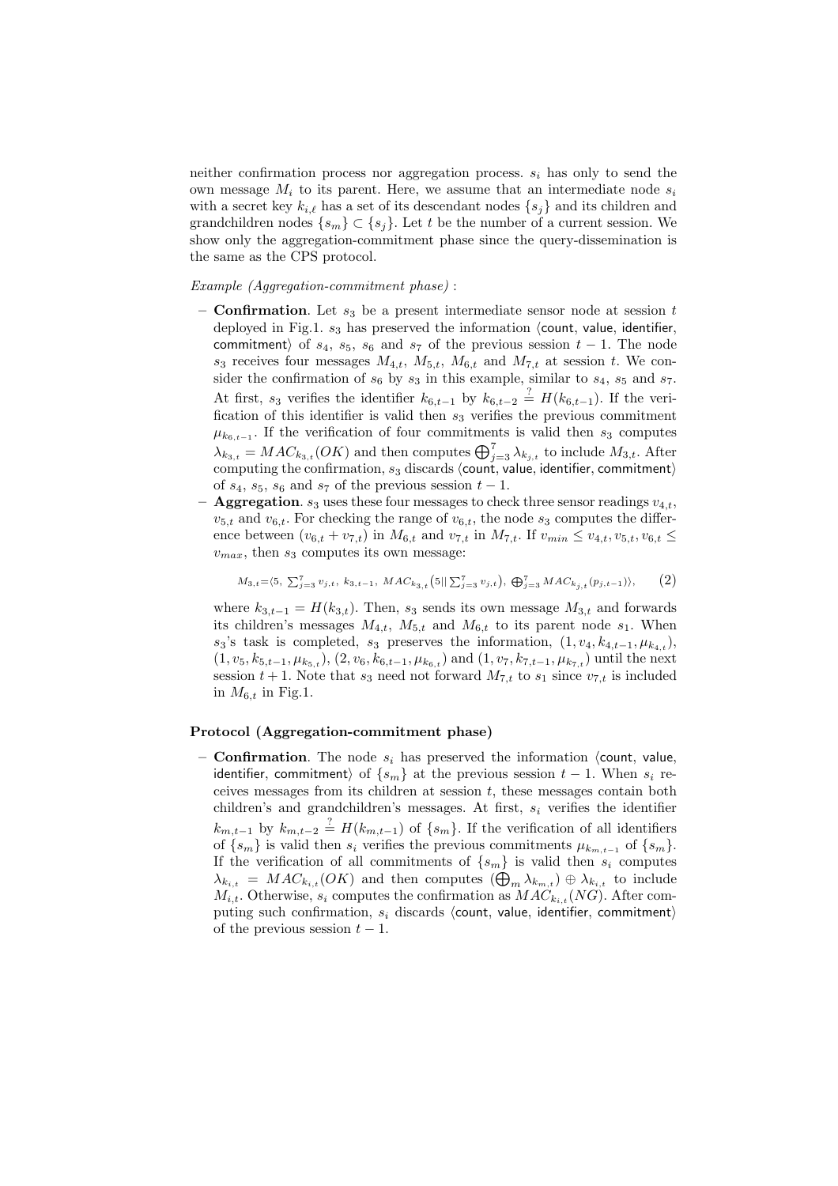neither confirmation process nor aggregation process. $s_i$ has only to send the own message $M_i$ to its parent. Here, we assume that an intermediate node $s_i$ with a secret key $k_{i,\ell}$ has a set of its descendant nodes $\{s_j\}$ and its children and grandchildren nodes $\{s_m\} \subset \{s_j\}$. Let $t$ be the number of a current session. We show only the aggregation-commitment phase since the query-dissemination is the same as the CPS protocol.

*Example (Aggregation-commitment phase)* :

- **Confirmation**. Let $s_3$ be a present intermediate sensor node at session $t$ deployed in Fig.1. $s_3$ has preserved the information $\langle$count, value, identifier, commitment$\rangle$ of $s_4$, $s_5$, $s_6$ and $s_7$ of the previous session $t-1$. The node $s_3$ receives four messages $M_{4,t}$, $M_{5,t}$, $M_{6,t}$ and $M_{7,t}$ at session $t$. We consider the confirmation of $s_6$ by $s_3$ in this example, similar to $s_4$, $s_5$ and $s_7$. At first, $s_3$ verifies the identifier $k_{6,t-1}$ by $k_{6,t-2} \stackrel{?}{=} H(k_{6,t-1})$. If the verification of this identifier is valid then $s_3$ verifies the previous commitment $\mu_{k_{6,t-1}}$. If the verification of four commitments is valid then $s_3$ computes $\lambda_{k_{3,t}} = MAC_{k_{3,t}}(OK)$ and then computes $\bigoplus_{j=3}^{7} \lambda_{k_{j,t}}$ to include $M_{3,t}$. After computing the confirmation, $s_3$ discards $\langle$count, value, identifier, commitment$\rangle$ of $s_4$, $s_5$, $s_6$ and $s_7$ of the previous session $t-1$.
- **Aggregation**. $s_3$ uses these four messages to check three sensor readings $v_{4,t}$, $v_{5,t}$ and $v_{6,t}$. For checking the range of $v_{6,t}$, the node $s_3$ computes the difference between $(v_{6,t} + v_{7,t})$ in $M_{6,t}$ and $v_{7,t}$ in $M_{7,t}$. If $v_{min} \leq v_{4,t}, v_{5,t}, v_{6,t} \leq v_{max}$, then $s_3$ computes its own message:

$$M_{3,t} = \langle 5,\ \textstyle\sum_{j=3}^{7} v_{j,t},\ k_{3,t-1},\ MAC_{k_{3,t}}(5 \| \textstyle\sum_{j=3}^{7} v_{j,t}),\ \bigoplus_{j=3}^{7} MAC_{k_{j,t}}(p_{j,t-1}) \rangle, \qquad (2)$$

  where $k_{3,t-1} = H(k_{3,t})$. Then, $s_3$ sends its own message $M_{3,t}$ and forwards its children's messages $M_{4,t}$, $M_{5,t}$ and $M_{6,t}$ to its parent node $s_1$. When $s_3$'s task is completed, $s_3$ preserves the information, $(1, v_4, k_{4,t-1}, \mu_{k_{4,t}})$, $(1, v_5, k_{5,t-1}, \mu_{k_{5,t}})$, $(2, v_6, k_{6,t-1}, \mu_{k_{6,t}})$ and $(1, v_7, k_{7,t-1}, \mu_{k_{7,t}})$ until the next session $t+1$. Note that $s_3$ need not forward $M_{7,t}$ to $s_1$ since $v_{7,t}$ is included in $M_{6,t}$ in Fig.1.

**Protocol (Aggregation-commitment phase)**

- **Confirmation**. The node $s_i$ has preserved the information $\langle$count, value, identifier, commitment$\rangle$ of $\{s_m\}$ at the previous session $t-1$. When $s_i$ receives messages from its children at session $t$, these messages contain both children's and grandchildren's messages. At first, $s_i$ verifies the identifier $k_{m,t-1}$ by $k_{m,t-2} \stackrel{?}{=} H(k_{m,t-1})$ of $\{s_m\}$. If the verification of all identifiers of $\{s_m\}$ is valid then $s_i$ verifies the previous commitments $\mu_{k_{m,t-1}}$ of $\{s_m\}$. If the verification of all commitments of $\{s_m\}$ is valid then $s_i$ computes $\lambda_{k_{i,t}} = MAC_{k_{i,t}}(OK)$ and then computes $(\bigoplus_m \lambda_{k_{m,t}}) \oplus \lambda_{k_{i,t}}$ to include $M_{i,t}$. Otherwise, $s_i$ computes the confirmation as $MAC_{k_{i,t}}(NG)$. After computing such confirmation, $s_i$ discards $\langle$count, value, identifier, commitment$\rangle$ of the previous session $t-1$.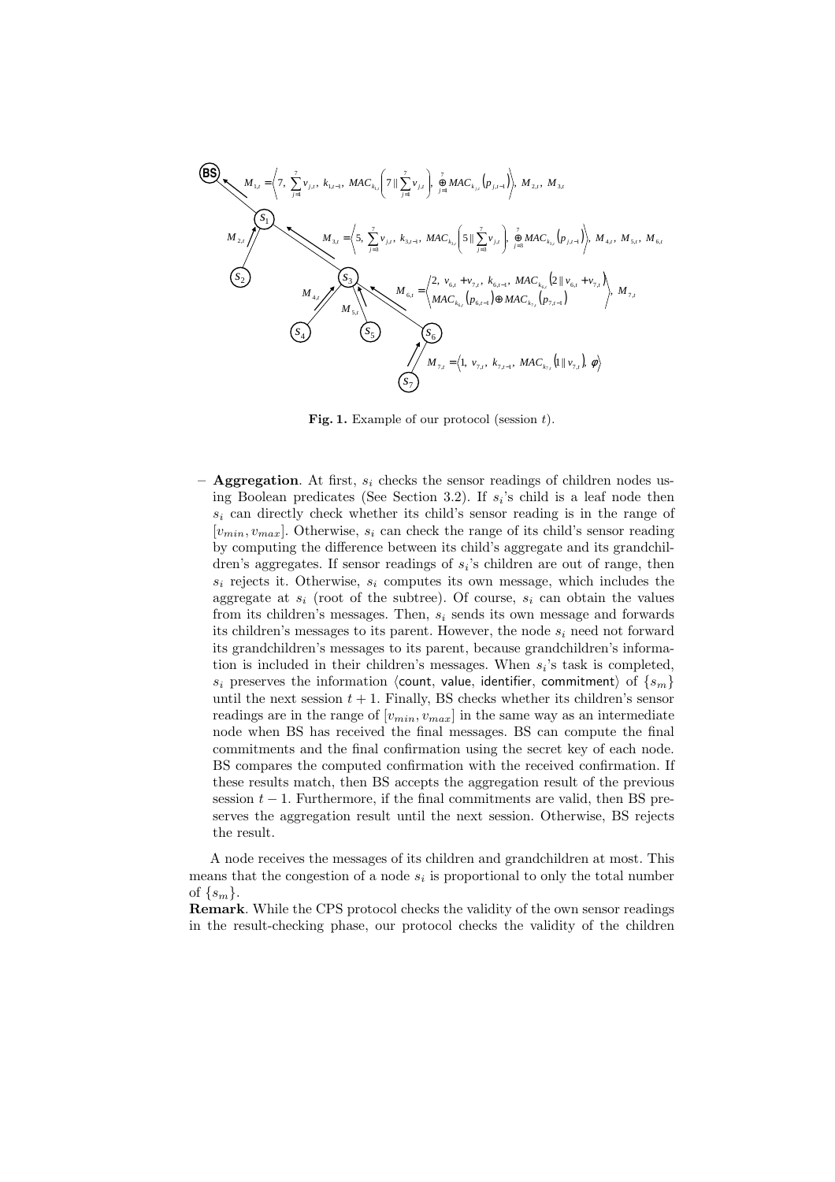**Fig. 1.** Example of our protocol (session $t$).

– **Aggregation**. At first, $s_i$ checks the sensor readings of children nodes using Boolean predicates (See Section 3.2). If $s_i$'s child is a leaf node then $s_i$ can directly check whether its child's sensor reading is in the range of $[v_{min}, v_{max}]$. Otherwise, $s_i$ can check the range of its child's sensor reading by computing the difference between its child's aggregate and its grandchildren's aggregates. If sensor readings of $s_i$'s children are out of range, then $s_i$ rejects it. Otherwise, $s_i$ computes its own message, which includes the aggregate at $s_i$ (root of the subtree). Of course, $s_i$ can obtain the values from its children's messages. Then, $s_i$ sends its own message and forwards its children's messages to its parent. However, the node $s_i$ need not forward its grandchildren's messages to its parent, because grandchildren's information is included in their children's messages. When $s_i$'s task is completed, $s_i$ preserves the information $\langle$count, value, identifier, commitment$\rangle$ of $\{s_m\}$ until the next session $t+1$. Finally, BS checks whether its children's sensor readings are in the range of $[v_{min}, v_{max}]$ in the same way as an intermediate node when BS has received the final messages. BS can compute the final commitments and the final confirmation using the secret key of each node. BS compares the computed confirmation with the received confirmation. If these results match, then BS accepts the aggregation result of the previous session $t-1$. Furthermore, if the final commitments are valid, then BS preserves the aggregation result until the next session. Otherwise, BS rejects the result.

A node receives the messages of its children and grandchildren at most. This means that the congestion of a node $s_i$ is proportional to only the total number of $\{s_m\}$.

**Remark**. While the CPS protocol checks the validity of the own sensor readings in the result-checking phase, our protocol checks the validity of the children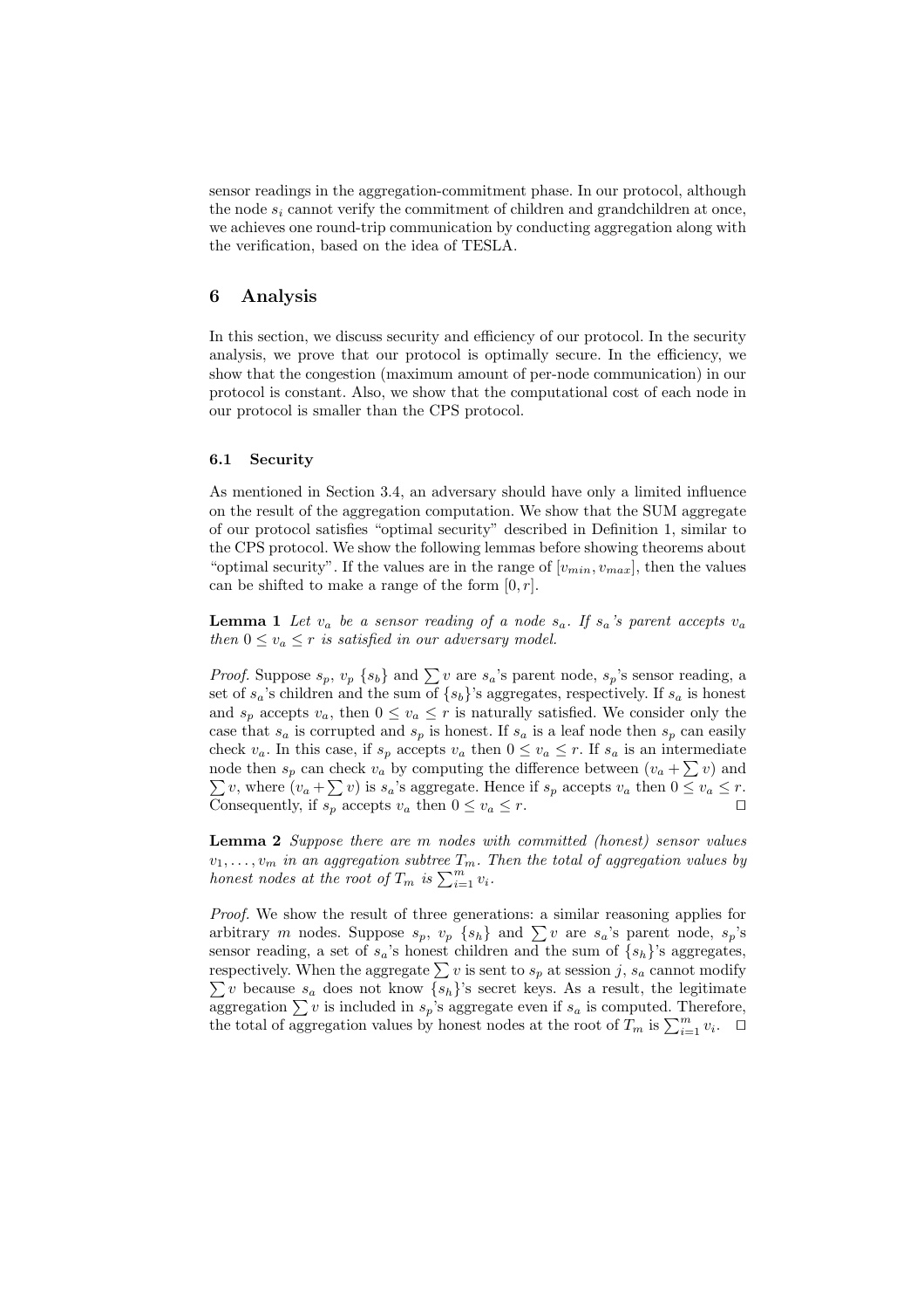sensor readings in the aggregation-commitment phase. In our protocol, although the node $s_i$ cannot verify the commitment of children and grandchildren at once, we achieves one round-trip communication by conducting aggregation along with the verification, based on the idea of TESLA.

## 6 Analysis

In this section, we discuss security and efficiency of our protocol. In the security analysis, we prove that our protocol is optimally secure. In the efficiency, we show that the congestion (maximum amount of per-node communication) in our protocol is constant. Also, we show that the computational cost of each node in our protocol is smaller than the CPS protocol.

### 6.1 Security

As mentioned in Section 3.4, an adversary should have only a limited influence on the result of the aggregation computation. We show that the SUM aggregate of our protocol satisfies "optimal security" described in Definition 1, similar to the CPS protocol. We show the following lemmas before showing theorems about "optimal security". If the values are in the range of $[v_{min}, v_{max}]$, then the values can be shifted to make a range of the form $[0, r]$.

**Lemma 1** *Let $v_a$ be a sensor reading of a node $s_a$. If $s_a$'s parent accepts $v_a$ then $0 \leq v_a \leq r$ is satisfied in our adversary model.*

*Proof.* Suppose $s_p$, $v_p$ $\{s_b\}$ and $\sum v$ are $s_a$'s parent node, $s_p$'s sensor reading, a set of $s_a$'s children and the sum of $\{s_b\}$'s aggregates, respectively. If $s_a$ is honest and $s_p$ accepts $v_a$, then $0 \leq v_a \leq r$ is naturally satisfied. We consider only the case that $s_a$ is corrupted and $s_p$ is honest. If $s_a$ is a leaf node then $s_p$ can easily check $v_a$. In this case, if $s_p$ accepts $v_a$ then $0 \leq v_a \leq r$. If $s_a$ is an intermediate node then $s_p$ can check $v_a$ by computing the difference between $(v_a + \sum v)$ and $\sum v$, where $(v_a + \sum v)$ is $s_a$'s aggregate. Hence if $s_p$ accepts $v_a$ then $0 \leq v_a \leq r$. Consequently, if $s_p$ accepts $v_a$ then $0 \leq v_a \leq r$. □

**Lemma 2** *Suppose there are $m$ nodes with committed (honest) sensor values $v_1, \dots, v_m$ in an aggregation subtree $T_m$. Then the total of aggregation values by honest nodes at the root of $T_m$ is $\sum_{i=1}^{m} v_i$.*

*Proof.* We show the result of three generations: a similar reasoning applies for arbitrary $m$ nodes. Suppose $s_p$, $v_p$ $\{s_h\}$ and $\sum v$ are $s_a$'s parent node, $s_p$'s sensor reading, a set of $s_a$'s honest children and the sum of $\{s_h\}$'s aggregates, respectively. When the aggregate $\sum v$ is sent to $s_p$ at session $j$, $s_a$ cannot modify $\sum v$ because $s_a$ does not know $\{s_h\}$'s secret keys. As a result, the legitimate aggregation $\sum v$ is included in $s_p$'s aggregate even if $s_a$ is computed. Therefore, the total of aggregation values by honest nodes at the root of $T_m$ is $\sum_{i=1}^{m} v_i$. □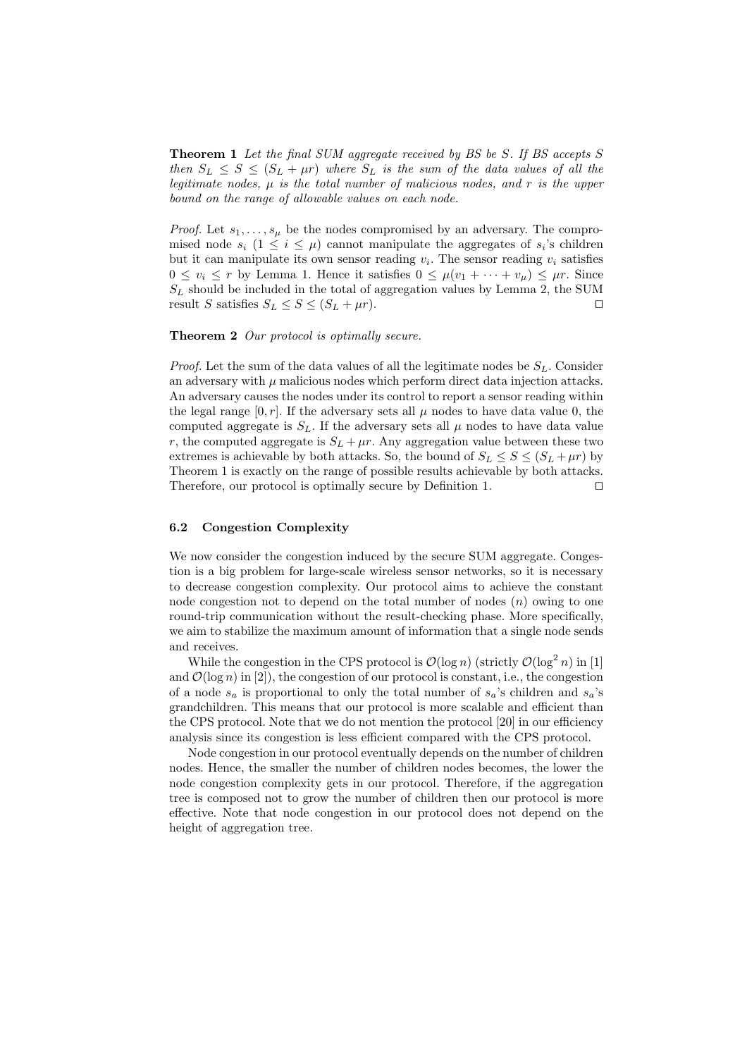**Theorem 1** *Let the final SUM aggregate received by BS be $S$. If BS accepts $S$ then $S_L \leq S \leq (S_L + \mu r)$ where $S_L$ is the sum of the data values of all the legitimate nodes, $\mu$ is the total number of malicious nodes, and $r$ is the upper bound on the range of allowable values on each node.*

*Proof.* Let $s_1, \ldots, s_\mu$ be the nodes compromised by an adversary. The compromised node $s_i$ $(1 \leq i \leq \mu)$ cannot manipulate the aggregates of $s_i$'s children but it can manipulate its own sensor reading $v_i$. The sensor reading $v_i$ satisfies $0 \leq v_i \leq r$ by Lemma 1. Hence it satisfies $0 \leq \mu(v_1 + \cdots + v_\mu) \leq \mu r$. Since $S_L$ should be included in the total of aggregation values by Lemma 2, the SUM result $S$ satisfies $S_L \leq S \leq (S_L + \mu r)$. □

**Theorem 2** *Our protocol is optimally secure.*

*Proof.* Let the sum of the data values of all the legitimate nodes be $S_L$. Consider an adversary with $\mu$ malicious nodes which perform direct data injection attacks. An adversary causes the nodes under its control to report a sensor reading within the legal range $[0, r]$. If the adversary sets all $\mu$ nodes to have data value 0, the computed aggregate is $S_L$. If the adversary sets all $\mu$ nodes to have data value $r$, the computed aggregate is $S_L + \mu r$. Any aggregation value between these two extremes is achievable by both attacks. So, the bound of $S_L \leq S \leq (S_L + \mu r)$ by Theorem 1 is exactly on the range of possible results achievable by both attacks. Therefore, our protocol is optimally secure by Definition 1. □

### 6.2 Congestion Complexity

We now consider the congestion induced by the secure SUM aggregate. Congestion is a big problem for large-scale wireless sensor networks, so it is necessary to decrease congestion complexity. Our protocol aims to achieve the constant node congestion not to depend on the total number of nodes ($n$) owing to one round-trip communication without the result-checking phase. More specifically, we aim to stabilize the maximum amount of information that a single node sends and receives.

While the congestion in the CPS protocol is $\mathcal{O}(\log n)$ (strictly $\mathcal{O}(\log^2 n)$ in [1] and $\mathcal{O}(\log n)$ in [2]), the congestion of our protocol is constant, i.e., the congestion of a node $s_a$ is proportional to only the total number of $s_a$'s children and $s_a$'s grandchildren. This means that our protocol is more scalable and efficient than the CPS protocol. Note that we do not mention the protocol [20] in our efficiency analysis since its congestion is less efficient compared with the CPS protocol.

Node congestion in our protocol eventually depends on the number of children nodes. Hence, the smaller the number of children nodes becomes, the lower the node congestion complexity gets in our protocol. Therefore, if the aggregation tree is composed not to grow the number of children then our protocol is more effective. Note that node congestion in our protocol does not depend on the height of aggregation tree.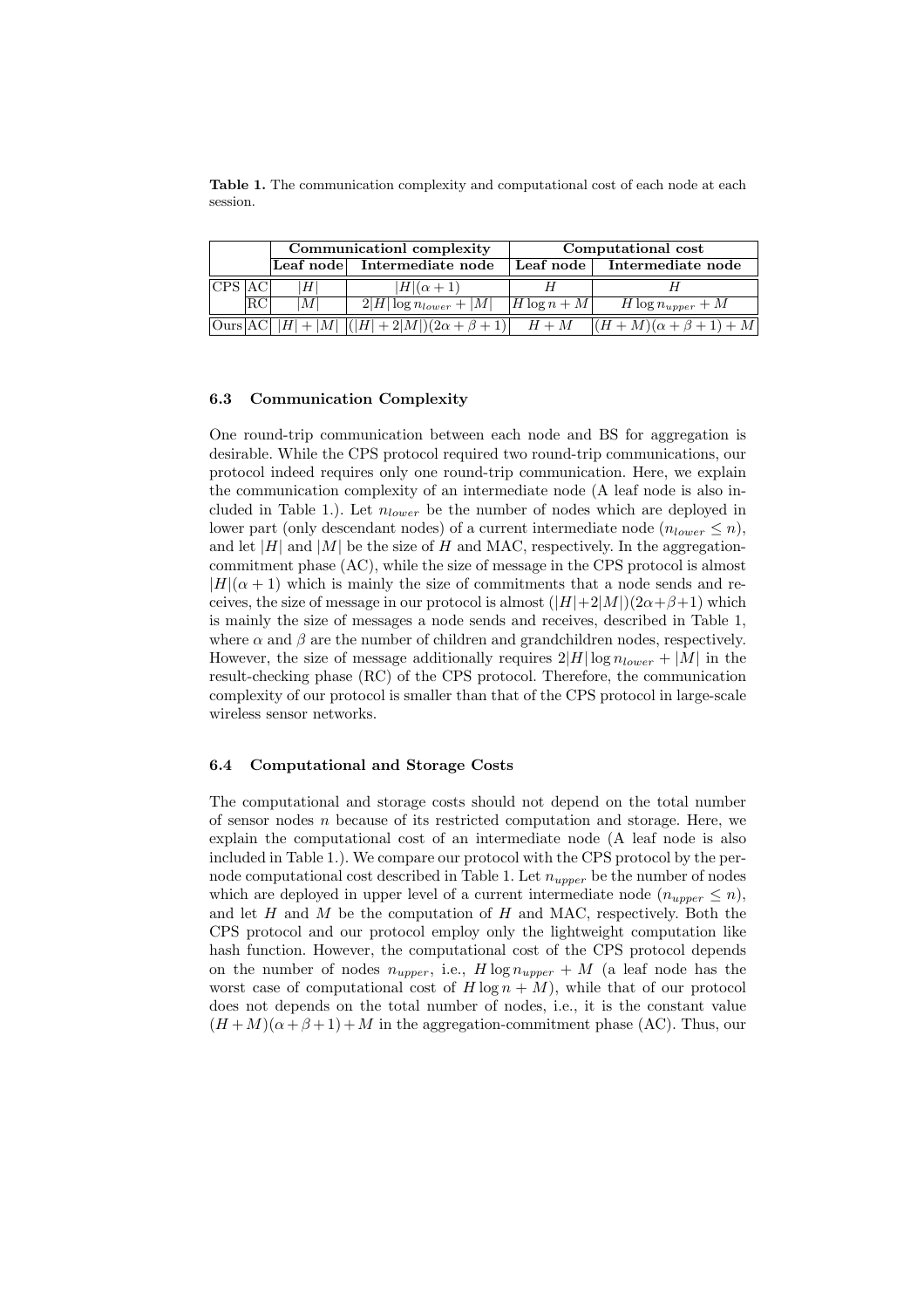**Table 1.** The communication complexity and computational cost of each node at each session.

| | | **Communicationl complexity** | | **Computational cost** | |
|---|---|---|---|---|---|
| | | **Leaf node** | **Intermediate node** | **Leaf node** | **Intermediate node** |
| CPS | AC | $\|H\|$ | $\|H\|(\alpha+1)$ | $H$ | $H$ |
| | RC | $\|M\|$ | $2\|H\|\log n_{lower} + \|M\|$ | $H\log n + M$ | $H\log n_{upper} + M$ |
| Ours | AC | $\|H\| + \|M\|$ | $(\|H\| + 2\|M\|)(2\alpha+\beta+1)$ | $H + M$ | $(H+M)(\alpha+\beta+1)+M$ |

### 6.3 Communication Complexity

One round-trip communication between each node and BS for aggregation is desirable. While the CPS protocol required two round-trip communications, our protocol indeed requires only one round-trip communication. Here, we explain the communication complexity of an intermediate node (A leaf node is also included in Table 1.). Let $n_{lower}$ be the number of nodes which are deployed in lower part (only descendant nodes) of a current intermediate node ($n_{lower} \leq n$), and let $|H|$ and $|M|$ be the size of $H$ and MAC, respectively. In the aggregation-commitment phase (AC), while the size of message in the CPS protocol is almost $|H|(\alpha+1)$ which is mainly the size of commitments that a node sends and receives, the size of message in our protocol is almost $(|H|+2|M|)(2\alpha+\beta+1)$ which is mainly the size of messages a node sends and receives, described in Table 1, where $\alpha$ and $\beta$ are the number of children and grandchildren nodes, respectively. However, the size of message additionally requires $2|H|\log n_{lower} + |M|$ in the result-checking phase (RC) of the CPS protocol. Therefore, the communication complexity of our protocol is smaller than that of the CPS protocol in large-scale wireless sensor networks.

### 6.4 Computational and Storage Costs

The computational and storage costs should not depend on the total number of sensor nodes $n$ because of its restricted computation and storage. Here, we explain the computational cost of an intermediate node (A leaf node is also included in Table 1.). We compare our protocol with the CPS protocol by the per-node computational cost described in Table 1. Let $n_{upper}$ be the number of nodes which are deployed in upper level of a current intermediate node ($n_{upper} \leq n$), and let $H$ and $M$ be the computation of $H$ and MAC, respectively. Both the CPS protocol and our protocol employ only the lightweight computation like hash function. However, the computational cost of the CPS protocol depends on the number of nodes $n_{upper}$, i.e., $H\log n_{upper} + M$ (a leaf node has the worst case of computational cost of $H\log n + M$), while that of our protocol does not depends on the total number of nodes, i.e., it is the constant value $(H+M)(\alpha+\beta+1)+M$ in the aggregation-commitment phase (AC). Thus, our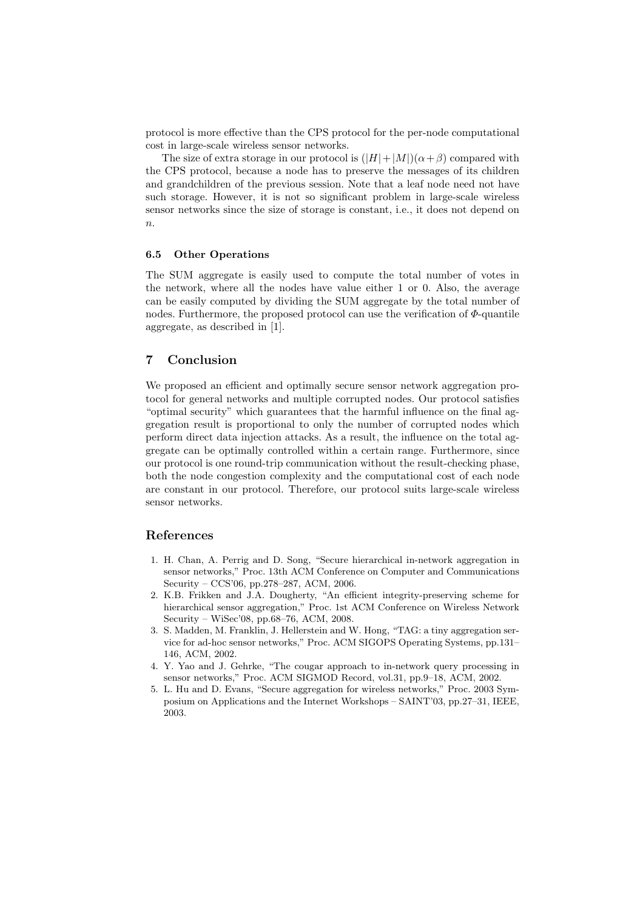protocol is more effective than the CPS protocol for the per-node computational cost in large-scale wireless sensor networks.

The size of extra storage in our protocol is $(|H|+|M|)(\alpha+\beta)$ compared with the CPS protocol, because a node has to preserve the messages of its children and grandchildren of the previous session. Note that a leaf node need not have such storage. However, it is not so significant problem in large-scale wireless sensor networks since the size of storage is constant, i.e., it does not depend on $n$.

### 6.5 Other Operations

The SUM aggregate is easily used to compute the total number of votes in the network, where all the nodes have value either 1 or 0. Also, the average can be easily computed by dividing the SUM aggregate by the total number of nodes. Furthermore, the proposed protocol can use the verification of $\Phi$-quantile aggregate, as described in [1].

## 7 Conclusion

We proposed an efficient and optimally secure sensor network aggregation protocol for general networks and multiple corrupted nodes. Our protocol satisfies "optimal security" which guarantees that the harmful influence on the final aggregation result is proportional to only the number of corrupted nodes which perform direct data injection attacks. As a result, the influence on the total aggregate can be optimally controlled within a certain range. Furthermore, since our protocol is one round-trip communication without the result-checking phase, both the node congestion complexity and the computational cost of each node are constant in our protocol. Therefore, our protocol suits large-scale wireless sensor networks.

## References

1. H. Chan, A. Perrig and D. Song, "Secure hierarchical in-network aggregation in sensor networks," Proc. 13th ACM Conference on Computer and Communications Security – CCS'06, pp.278–287, ACM, 2006.
2. K.B. Frikken and J.A. Dougherty, "An efficient integrity-preserving scheme for hierarchical sensor aggregation," Proc. 1st ACM Conference on Wireless Network Security – WiSec'08, pp.68–76, ACM, 2008.
3. S. Madden, M. Franklin, J. Hellerstein and W. Hong, "TAG: a tiny aggregation service for ad-hoc sensor networks," Proc. ACM SIGOPS Operating Systems, pp.131–146, ACM, 2002.
4. Y. Yao and J. Gehrke, "The cougar approach to in-network query processing in sensor networks," Proc. ACM SIGMOD Record, vol.31, pp.9–18, ACM, 2002.
5. L. Hu and D. Evans, "Secure aggregation for wireless networks," Proc. 2003 Symposium on Applications and the Internet Workshops – SAINT'03, pp.27–31, IEEE, 2003.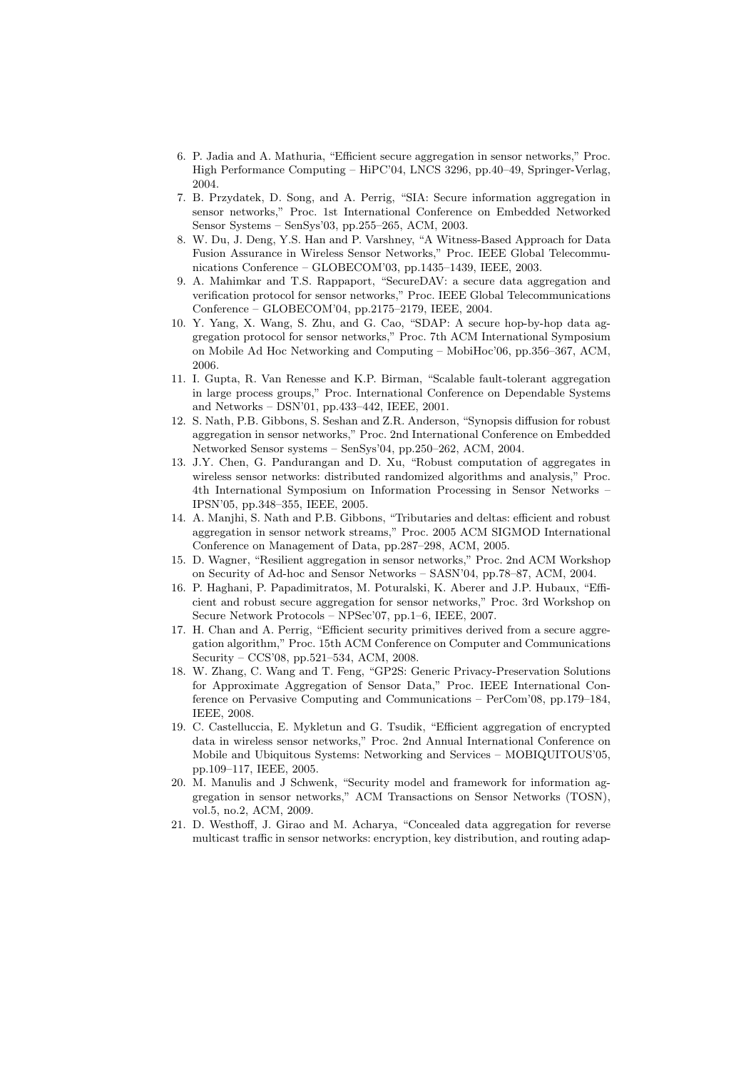6. P. Jadia and A. Mathuria, "Efficient secure aggregation in sensor networks," Proc. High Performance Computing – HiPC'04, LNCS 3296, pp.40–49, Springer-Verlag, 2004.
7. B. Przydatek, D. Song, and A. Perrig, "SIA: Secure information aggregation in sensor networks," Proc. 1st International Conference on Embedded Networked Sensor Systems – SenSys'03, pp.255–265, ACM, 2003.
8. W. Du, J. Deng, Y.S. Han and P. Varshney, "A Witness-Based Approach for Data Fusion Assurance in Wireless Sensor Networks," Proc. IEEE Global Telecommunications Conference – GLOBECOM'03, pp.1435–1439, IEEE, 2003.
9. A. Mahimkar and T.S. Rappaport, "SecureDAV: a secure data aggregation and verification protocol for sensor networks," Proc. IEEE Global Telecommunications Conference – GLOBECOM'04, pp.2175–2179, IEEE, 2004.
10. Y. Yang, X. Wang, S. Zhu, and G. Cao, "SDAP: A secure hop-by-hop data aggregation protocol for sensor networks," Proc. 7th ACM International Symposium on Mobile Ad Hoc Networking and Computing – MobiHoc'06, pp.356–367, ACM, 2006.
11. I. Gupta, R. Van Renesse and K.P. Birman, "Scalable fault-tolerant aggregation in large process groups," Proc. International Conference on Dependable Systems and Networks – DSN'01, pp.433–442, IEEE, 2001.
12. S. Nath, P.B. Gibbons, S. Seshan and Z.R. Anderson, "Synopsis diffusion for robust aggregation in sensor networks," Proc. 2nd International Conference on Embedded Networked Sensor systems – SenSys'04, pp.250–262, ACM, 2004.
13. J.Y. Chen, G. Pandurangan and D. Xu, "Robust computation of aggregates in wireless sensor networks: distributed randomized algorithms and analysis," Proc. 4th International Symposium on Information Processing in Sensor Networks – IPSN'05, pp.348–355, IEEE, 2005.
14. A. Manjhi, S. Nath and P.B. Gibbons, "Tributaries and deltas: efficient and robust aggregation in sensor network streams," Proc. 2005 ACM SIGMOD International Conference on Management of Data, pp.287–298, ACM, 2005.
15. D. Wagner, "Resilient aggregation in sensor networks," Proc. 2nd ACM Workshop on Security of Ad-hoc and Sensor Networks – SASN'04, pp.78–87, ACM, 2004.
16. P. Haghani, P. Papadimitratos, M. Poturalski, K. Aberer and J.P. Hubaux, "Efficient and robust secure aggregation for sensor networks," Proc. 3rd Workshop on Secure Network Protocols – NPSec'07, pp.1–6, IEEE, 2007.
17. H. Chan and A. Perrig, "Efficient security primitives derived from a secure aggregation algorithm," Proc. 15th ACM Conference on Computer and Communications Security – CCS'08, pp.521–534, ACM, 2008.
18. W. Zhang, C. Wang and T. Feng, "GP2S: Generic Privacy-Preservation Solutions for Approximate Aggregation of Sensor Data," Proc. IEEE International Conference on Pervasive Computing and Communications – PerCom'08, pp.179–184, IEEE, 2008.
19. C. Castelluccia, E. Mykletun and G. Tsudik, "Efficient aggregation of encrypted data in wireless sensor networks," Proc. 2nd Annual International Conference on Mobile and Ubiquitous Systems: Networking and Services – MOBIQUITOUS'05, pp.109–117, IEEE, 2005.
20. M. Manulis and J Schwenk, "Security model and framework for information aggregation in sensor networks," ACM Transactions on Sensor Networks (TOSN), vol.5, no.2, ACM, 2009.
21. D. Westhoff, J. Girao and M. Acharya, "Concealed data aggregation for reverse multicast traffic in sensor networks: encryption, key distribution, and routing adap-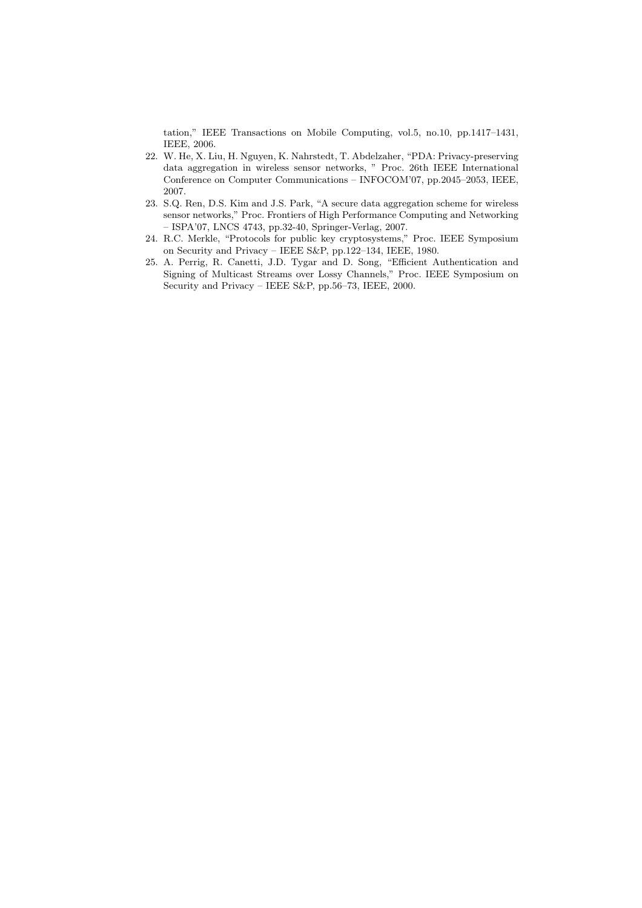tation," IEEE Transactions on Mobile Computing, vol.5, no.10, pp.1417–1431, IEEE, 2006.

22. W. He, X. Liu, H. Nguyen, K. Nahrstedt, T. Abdelzaher, "PDA: Privacy-preserving data aggregation in wireless sensor networks, " Proc. 26th IEEE International Conference on Computer Communications – INFOCOM'07, pp.2045–2053, IEEE, 2007.
23. S.Q. Ren, D.S. Kim and J.S. Park, "A secure data aggregation scheme for wireless sensor networks," Proc. Frontiers of High Performance Computing and Networking – ISPA'07, LNCS 4743, pp.32-40, Springer-Verlag, 2007.
24. R.C. Merkle, "Protocols for public key cryptosystems," Proc. IEEE Symposium on Security and Privacy – IEEE S&P, pp.122–134, IEEE, 1980.
25. A. Perrig, R. Canetti, J.D. Tygar and D. Song, "Efficient Authentication and Signing of Multicast Streams over Lossy Channels," Proc. IEEE Symposium on Security and Privacy – IEEE S&P, pp.56–73, IEEE, 2000.